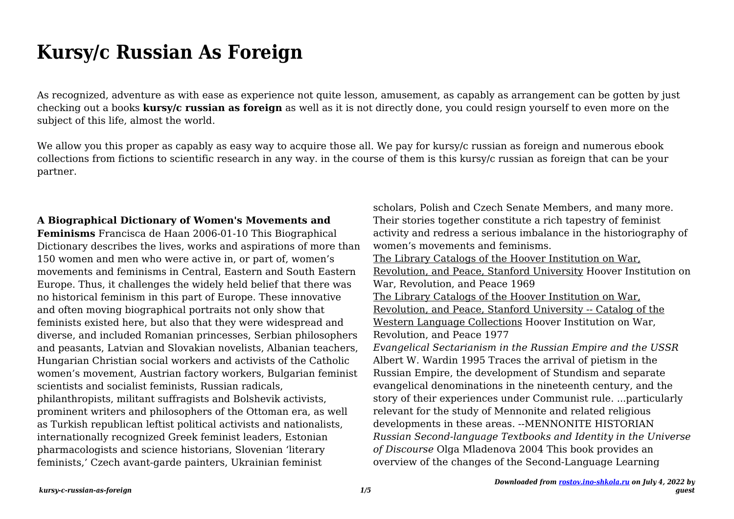# Kursy/c Russian As Foreign

As recognized, adventure as with ease as experience not quite lesson, amusement, as capably as arrangement can be gotten by just checking out a books **kursy/c russian as foreign** as well as it is not directly done, you could resign yourself to even more on the subject of this life, almost the world.

We allow you this proper as capably as easy way to acquire those all. We pay for kursy/c russian as foreign and numerous ebook collections from fictions to scientific research in any way. in the course of them is this kursy/c russian as foreign that can be your partner.

**A Biographical Dictionary of Women's Movements and Feminisms** Francisca de Haan 2006-01-10 This Biographical Dictionary describes the lives, works and aspirations of more than 150 women and men who were active in, or part of, women's movements and feminisms in Central, Eastern and South Eastern Europe. Thus, it challenges the widely held belief that there was no historical feminism in this part of Europe. These innovative and often moving biographical portraits not only show that feminists existed here, but also that they were widespread and diverse, and included Romanian princesses, Serbian philosophers and peasants, Latvian and Slovakian novelists, Albanian teachers, Hungarian Christian social workers and activists of the Catholic women's movement, Austrian factory workers, Bulgarian feminist scientists and socialist feminists, Russian radicals, philanthropists, militant suffragists and Bolshevik activists, prominent writers and philosophers of the Ottoman era, as well as Turkish republican leftist political activists and nationalists, internationally recognized Greek feminist leaders, Estonian pharmacologists and science historians, Slovenian 'literary feminists,' Czech avant-garde painters, Ukrainian feminist scholars, Polish and Czech Senate Members, and many more. Their stories together constitute a rich tapestry of feminist activity and redress a serious imbalance in the historiography of women's movements and feminisms.

The Library Catalogs of the Hoover Institution on War, Revolution, and Peace, Stanford University Hoover Institution on War, Revolution, and Peace 1969

The Library Catalogs of the Hoover Institution on War, Revolution, and Peace, Stanford University -- Catalog of the Western Language Collections Hoover Institution on War, Revolution, and Peace 1977

*Evangelical Sectarianism in the Russian Empire and the USSR* Albert W. Wardin 1995 Traces the arrival of pietism in the Russian Empire, the development of Stundism and separate evangelical denominations in the nineteenth century, and the story of their experiences under Communist rule. ...particularly relevant for the study of Mennonite and related religious developments in these areas. --MENNONITE HISTORIAN

*Russian Second-language Textbooks and Identity in the Universe of Discourse* Olga Mladenova 2004 This book provides an overview of the changes of the Second-Language Learning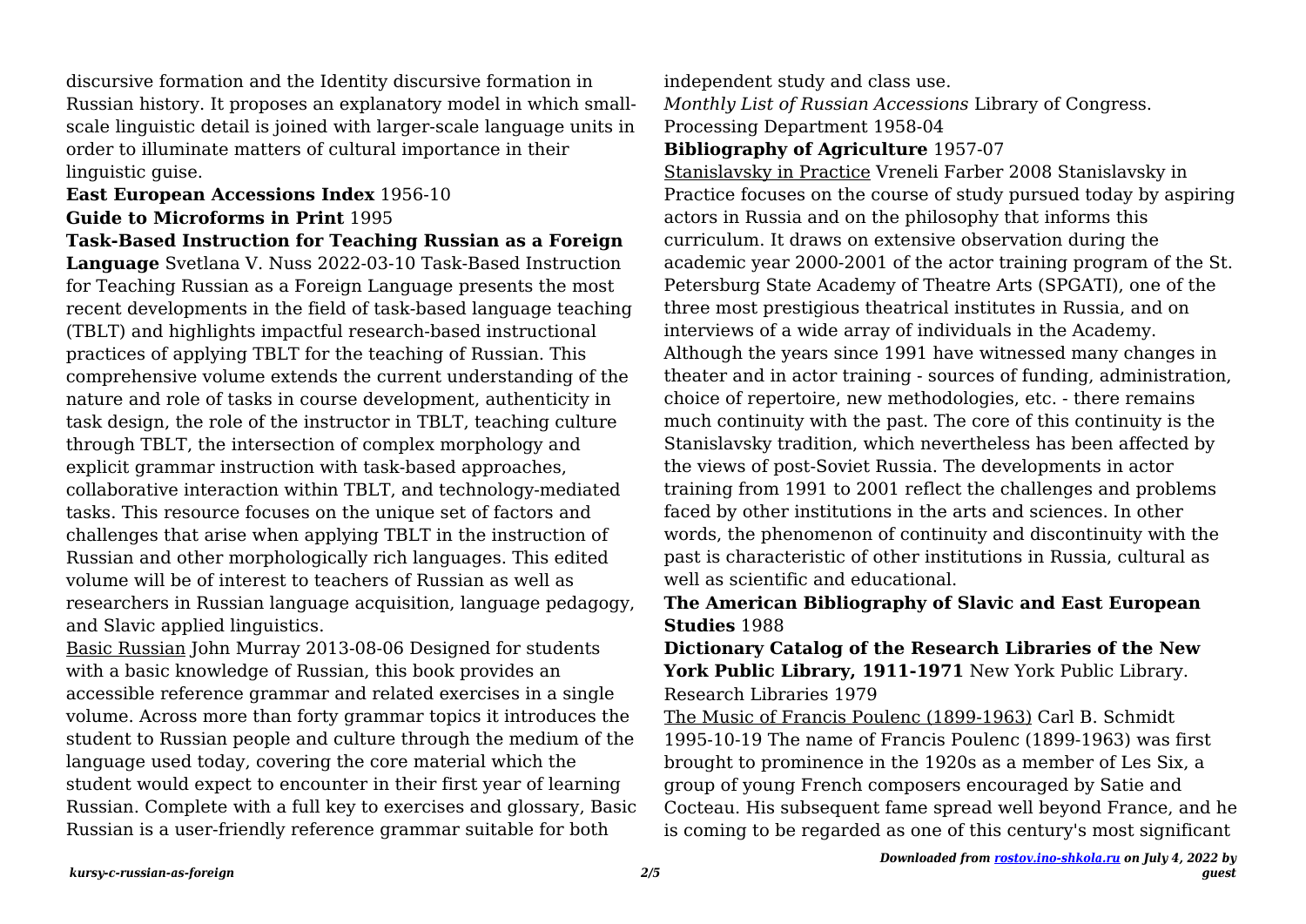discursive formation and the Identity discursive formation in Russian history. It proposes an explanatory model in which small-scale linguistic detail is joined with larger-scale language units in order to illuminate matters of cultural importance in their linguistic guise.

**East European Accessions Index** 1956-10

**Guide to Microforms in Print** 1995

**Task-Based Instruction for Teaching Russian as a Foreign Language** Svetlana V. Nuss 2022-03-10 Task-Based Instruction for Teaching Russian as a Foreign Language presents the most recent developments in the field of task-based language teaching (TBLT) and highlights impactful research-based instructional practices of applying TBLT for the teaching of Russian. This comprehensive volume extends the current understanding of the nature and role of tasks in course development, authenticity in task design, the role of the instructor in TBLT, teaching culture through TBLT, the intersection of complex morphology and explicit grammar instruction with task-based approaches, collaborative interaction within TBLT, and technology-mediated tasks. This resource focuses on the unique set of factors and challenges that arise when applying TBLT in the instruction of Russian and other morphologically rich languages. This edited volume will be of interest to teachers of Russian as well as researchers in Russian language acquisition, language pedagogy, and Slavic applied linguistics.

Basic Russian John Murray 2013-08-06 Designed for students with a basic knowledge of Russian, this book provides an accessible reference grammar and related exercises in a single volume. Across more than forty grammar topics it introduces the student to Russian people and culture through the medium of the language used today, covering the core material which the student would expect to encounter in their first year of learning Russian. Complete with a full key to exercises and glossary, Basic Russian is a user-friendly reference grammar suitable for both independent study and class use.

*Monthly List of Russian Accessions* Library of Congress. Processing Department 1958-04

**Bibliography of Agriculture** 1957-07

Stanislavsky in Practice Vreneli Farber 2008 Stanislavsky in Practice focuses on the course of study pursued today by aspiring actors in Russia and on the philosophy that informs this curriculum. It draws on extensive observation during the academic year 2000-2001 of the actor training program of the St. Petersburg State Academy of Theatre Arts (SPGATI), one of the three most prestigious theatrical institutes in Russia, and on interviews of a wide array of individuals in the Academy. Although the years since 1991 have witnessed many changes in theater and in actor training - sources of funding, administration, choice of repertoire, new methodologies, etc. - there remains much continuity with the past. The core of this continuity is the Stanislavsky tradition, which nevertheless has been affected by the views of post-Soviet Russia. The developments in actor training from 1991 to 2001 reflect the challenges and problems faced by other institutions in the arts and sciences. In other words, the phenomenon of continuity and discontinuity with the past is characteristic of other institutions in Russia, cultural as well as scientific and educational.

**The American Bibliography of Slavic and East European Studies** 1988

**Dictionary Catalog of the Research Libraries of the New York Public Library, 1911-1971** New York Public Library. Research Libraries 1979

The Music of Francis Poulenc (1899-1963) Carl B. Schmidt 1995-10-19 The name of Francis Poulenc (1899-1963) was first brought to prominence in the 1920s as a member of Les Six, a group of young French composers encouraged by Satie and Cocteau. His subsequent fame spread well beyond France, and he is coming to be regarded as one of this century's most significant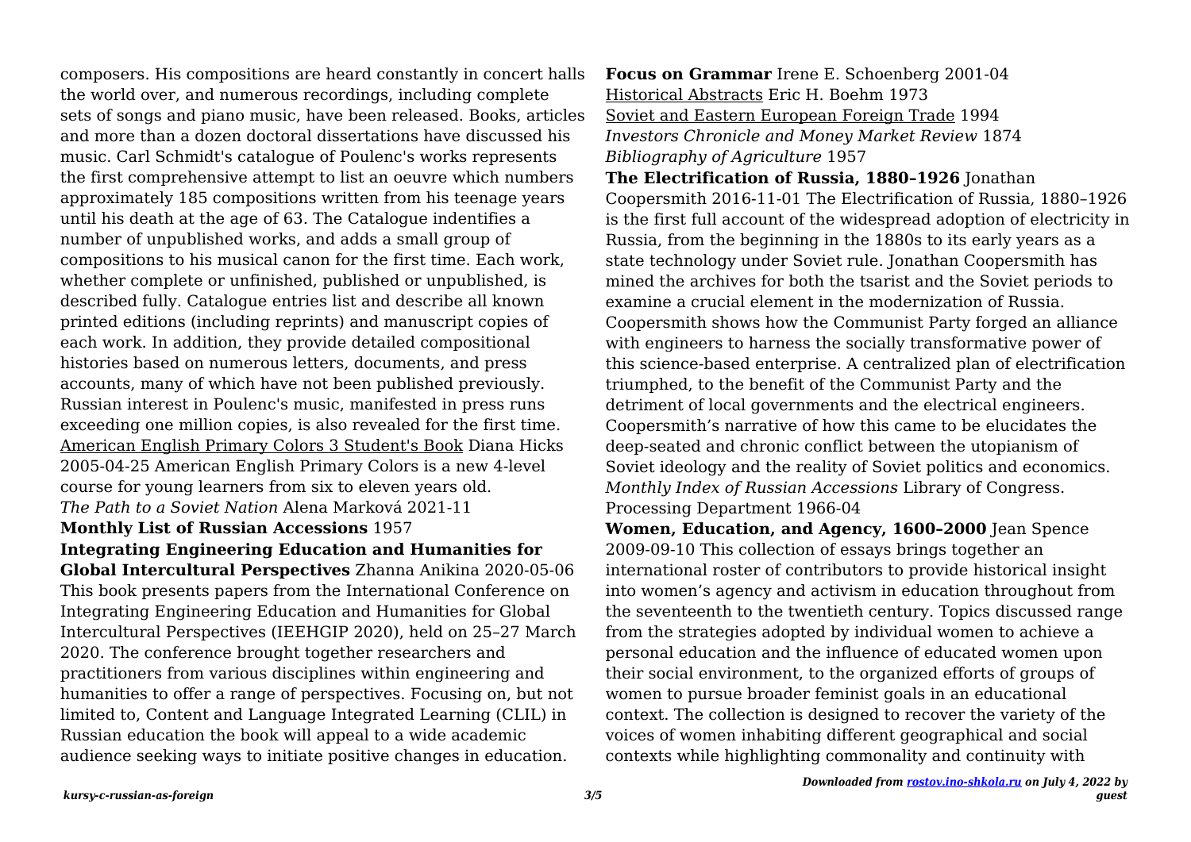composers. His compositions are heard constantly in concert halls the world over, and numerous recordings, including complete sets of songs and piano music, have been released. Books, articles and more than a dozen doctoral dissertations have discussed his music. Carl Schmidt's catalogue of Poulenc's works represents the first comprehensive attempt to list an oeuvre which numbers approximately 185 compositions written from his teenage years until his death at the age of 63. The Catalogue indentifies a number of unpublished works, and adds a small group of compositions to his musical canon for the first time. Each work, whether complete or unfinished, published or unpublished, is described fully. Catalogue entries list and describe all known printed editions (including reprints) and manuscript copies of each work. In addition, they provide detailed compositional histories based on numerous letters, documents, and press accounts, many of which have not been published previously. Russian interest in Poulenc's music, manifested in press runs exceeding one million copies, is also revealed for the first time.

American English Primary Colors 3 Student's Book Diana Hicks 2005-04-25 American English Primary Colors is a new 4-level course for young learners from six to eleven years old.

*The Path to a Soviet Nation* Alena Marková 2021-11

**Monthly List of Russian Accessions** 1957

**Integrating Engineering Education and Humanities for Global Intercultural Perspectives** Zhanna Anikina 2020-05-06 This book presents papers from the International Conference on Integrating Engineering Education and Humanities for Global Intercultural Perspectives (IEEHGIP 2020), held on 25–27 March 2020. The conference brought together researchers and practitioners from various disciplines within engineering and humanities to offer a range of perspectives. Focusing on, but not limited to, Content and Language Integrated Learning (CLIL) in Russian education the book will appeal to a wide academic audience seeking ways to initiate positive changes in education.

**Focus on Grammar** Irene E. Schoenberg 2001-04

Historical Abstracts Eric H. Boehm 1973

Soviet and Eastern European Foreign Trade 1994

*Investors Chronicle and Money Market Review* 1874

*Bibliography of Agriculture* 1957

**The Electrification of Russia, 1880–1926** Jonathan Coopersmith 2016-11-01 The Electrification of Russia, 1880–1926 is the first full account of the widespread adoption of electricity in Russia, from the beginning in the 1880s to its early years as a state technology under Soviet rule. Jonathan Coopersmith has mined the archives for both the tsarist and the Soviet periods to examine a crucial element in the modernization of Russia. Coopersmith shows how the Communist Party forged an alliance with engineers to harness the socially transformative power of this science-based enterprise. A centralized plan of electrification triumphed, to the benefit of the Communist Party and the detriment of local governments and the electrical engineers. Coopersmith's narrative of how this came to be elucidates the deep-seated and chronic conflict between the utopianism of Soviet ideology and the reality of Soviet politics and economics.

*Monthly Index of Russian Accessions* Library of Congress. Processing Department 1966-04

**Women, Education, and Agency, 1600–2000** Jean Spence 2009-09-10 This collection of essays brings together an international roster of contributors to provide historical insight into women's agency and activism in education throughout from the seventeenth to the twentieth century. Topics discussed range from the strategies adopted by individual women to achieve a personal education and the influence of educated women upon their social environment, to the organized efforts of groups of women to pursue broader feminist goals in an educational context. The collection is designed to recover the variety of the voices of women inhabiting different geographical and social contexts while highlighting commonality and continuity with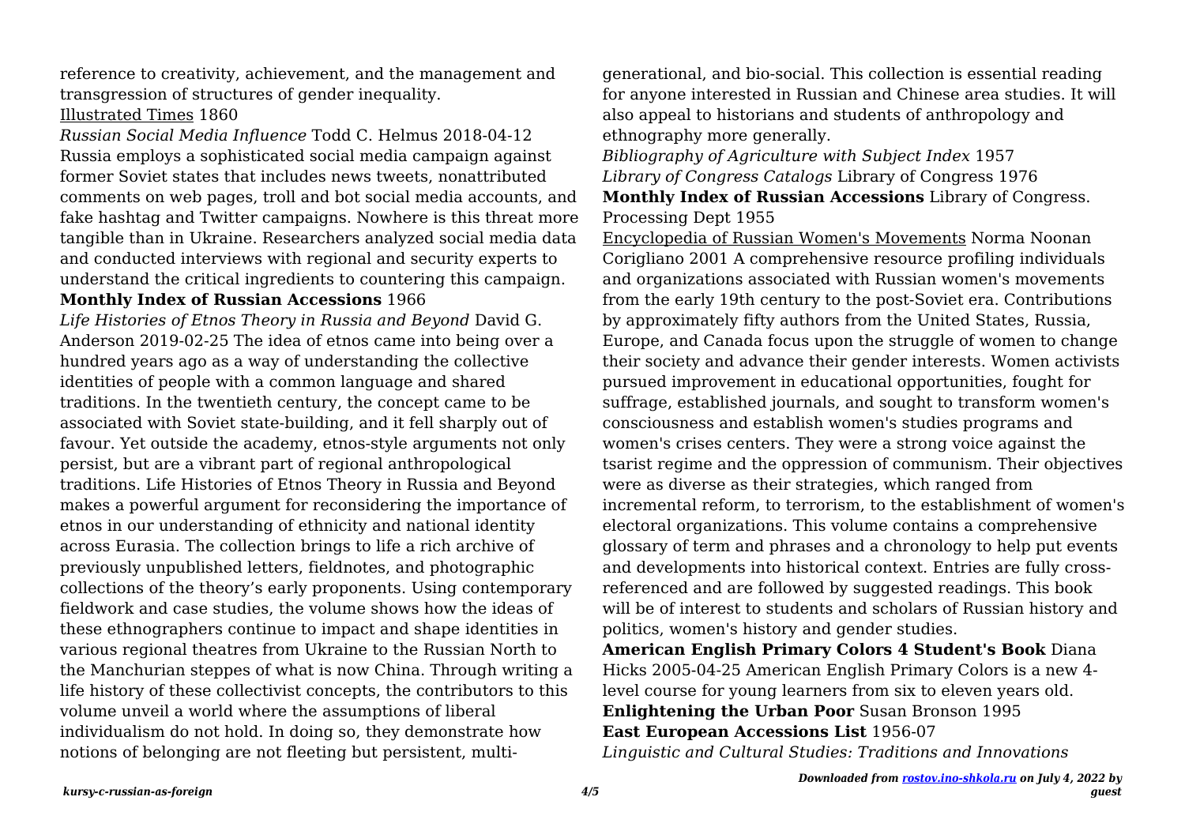reference to creativity, achievement, and the management and transgression of structures of gender inequality.

Illustrated Times 1860

*Russian Social Media Influence* Todd C. Helmus 2018-04-12 Russia employs a sophisticated social media campaign against former Soviet states that includes news tweets, nonattributed comments on web pages, troll and bot social media accounts, and fake hashtag and Twitter campaigns. Nowhere is this threat more tangible than in Ukraine. Researchers analyzed social media data and conducted interviews with regional and security experts to understand the critical ingredients to countering this campaign.

**Monthly Index of Russian Accessions** 1966

*Life Histories of Etnos Theory in Russia and Beyond* David G. Anderson 2019-02-25 The idea of etnos came into being over a hundred years ago as a way of understanding the collective identities of people with a common language and shared traditions. In the twentieth century, the concept came to be associated with Soviet state-building, and it fell sharply out of favour. Yet outside the academy, etnos-style arguments not only persist, but are a vibrant part of regional anthropological traditions. Life Histories of Etnos Theory in Russia and Beyond makes a powerful argument for reconsidering the importance of etnos in our understanding of ethnicity and national identity across Eurasia. The collection brings to life a rich archive of previously unpublished letters, fieldnotes, and photographic collections of the theory's early proponents. Using contemporary fieldwork and case studies, the volume shows how the ideas of these ethnographers continue to impact and shape identities in various regional theatres from Ukraine to the Russian North to the Manchurian steppes of what is now China. Through writing a life history of these collectivist concepts, the contributors to this volume unveil a world where the assumptions of liberal individualism do not hold. In doing so, they demonstrate how notions of belonging are not fleeting but persistent, multi-generational, and bio-social. This collection is essential reading for anyone interested in Russian and Chinese area studies. It will also appeal to historians and students of anthropology and ethnography more generally.

*Bibliography of Agriculture with Subject Index* 1957

*Library of Congress Catalogs* Library of Congress 1976

**Monthly Index of Russian Accessions** Library of Congress. Processing Dept 1955

Encyclopedia of Russian Women's Movements Norma Noonan Corigliano 2001 A comprehensive resource profiling individuals and organizations associated with Russian women's movements from the early 19th century to the post-Soviet era. Contributions by approximately fifty authors from the United States, Russia, Europe, and Canada focus upon the struggle of women to change their society and advance their gender interests. Women activists pursued improvement in educational opportunities, fought for suffrage, established journals, and sought to transform women's consciousness and establish women's studies programs and women's crises centers. They were a strong voice against the tsarist regime and the oppression of communism. Their objectives were as diverse as their strategies, which ranged from incremental reform, to terrorism, to the establishment of women's electoral organizations. This volume contains a comprehensive glossary of term and phrases and a chronology to help put events and developments into historical context. Entries are fully cross-referenced and are followed by suggested readings. This book will be of interest to students and scholars of Russian history and politics, women's history and gender studies.

**American English Primary Colors 4 Student's Book** Diana Hicks 2005-04-25 American English Primary Colors is a new 4-level course for young learners from six to eleven years old.

**Enlightening the Urban Poor** Susan Bronson 1995

**East European Accessions List** 1956-07

*Linguistic and Cultural Studies: Traditions and Innovations*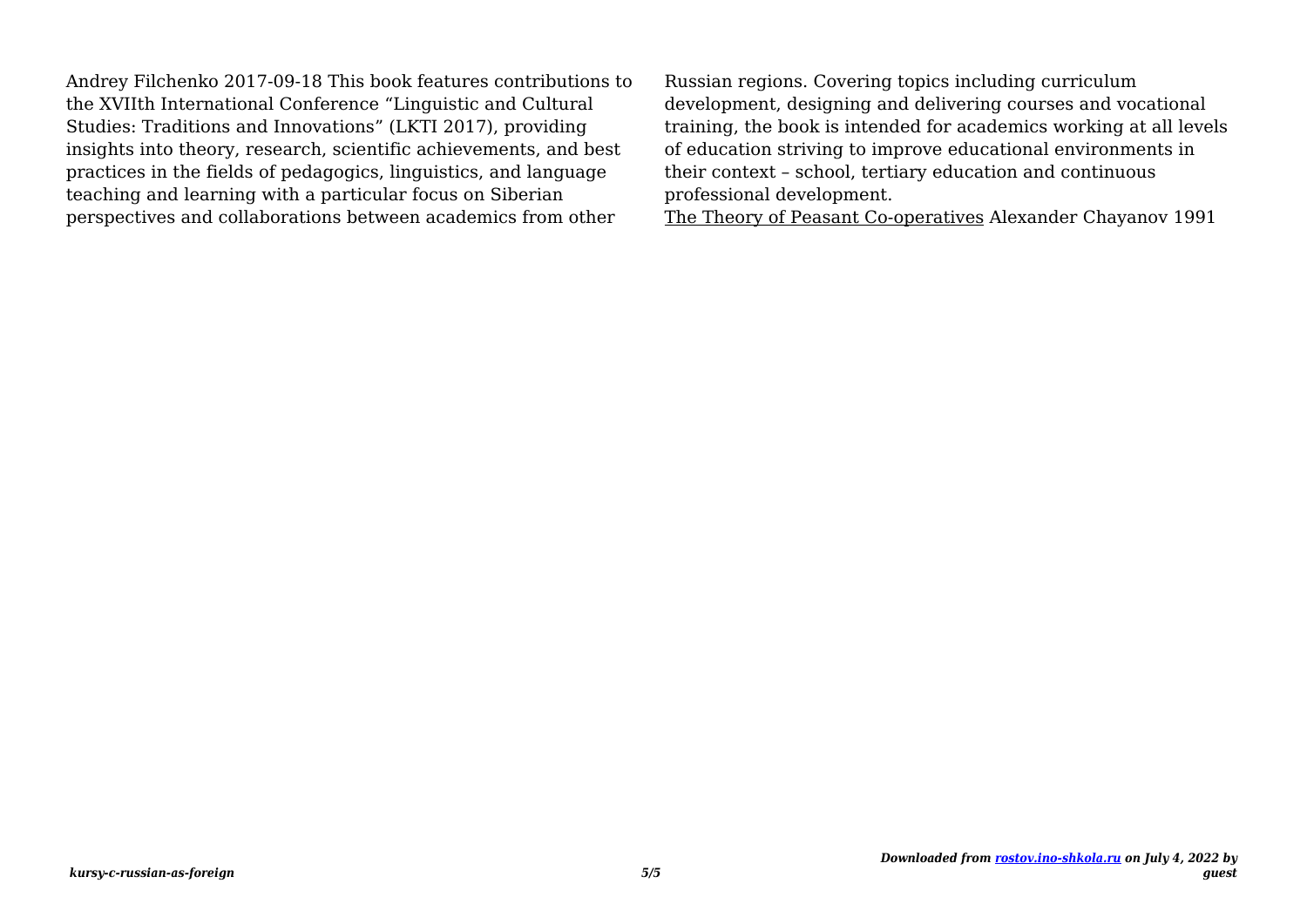Andrey Filchenko 2017-09-18 This book features contributions to the XVIIth International Conference “Linguistic and Cultural Studies: Traditions and Innovations” (LKTI 2017), providing insights into theory, research, scientific achievements, and best practices in the fields of pedagogics, linguistics, and language teaching and learning with a particular focus on Siberian perspectives and collaborations between academics from other Russian regions. Covering topics including curriculum development, designing and delivering courses and vocational training, the book is intended for academics working at all levels of education striving to improve educational environments in their context – school, tertiary education and continuous professional development.

The Theory of Peasant Co-operatives Alexander Chayanov 1991